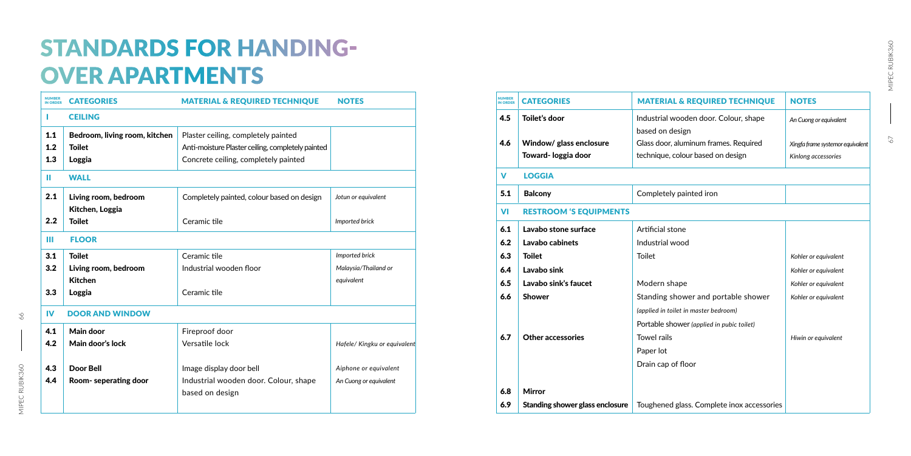# STANDARDS FOR HANDING-OVER APARTMENTS

| NUMBER IN ORDER | CATEGORIES | MATERIAL & REQUIRED TECHNIQUE | NOTES |
|---|---|---|---|
| **I** | **CEILING** | | |
| **1.1** | **Bedroom, living room, kitchen** | Plaster ceiling, completely painted | |
| **1.2** | **Toilet** | Anti-moisture Plaster ceiling, completely painted | |
| **1.3** | **Loggia** | Concrete ceiling, completely painted | |
| **II** | **WALL** | | |
| **2.1** | **Living room, bedroom Kitchen, Loggia** | Completely painted, colour based on design | *Jotun or equivalent* |
| **2.2** | **Toilet** | Ceramic tile | *Imported brick* |
| **III** | **FLOOR** | | |
| **3.1** | **Toilet** | Ceramic tile | *Imported brick* |
| **3.2** | **Living room, bedroom Kitchen** | Industrial wooden floor | *Malaysia/Thailand or equivalent* |
| **3.3** | **Loggia** | Ceramic tile | |
| **IV** | **DOOR AND WINDOW** | | |
| **4.1** | **Main door** | Fireproof door | |
| **4.2** | **Main door's lock** | Versatile lock | *Hafele/ Kingku or equivalent* |
| **4.3** | **Door Bell** | Image display door bell | *Aiphone or equivalent* |
| **4.4** | **Room- seperating door** | Industrial wooden door. Colour, shape based on design | *An Cuong or equivalent* |
| **4.5** | **Toilet's door** | Industrial wooden door. Colour, shape based on design | *An Cuong or equivalent* |
| **4.6** | **Window/ glass enclosure Toward- loggia door** | Glass door, aluminum frames. Required technique, colour based on design | *Xingfa frame systemor equivalent Kinlong accessories* |
| **V** | **LOGGIA** | | |
| **5.1** | **Balcony** | Completely painted iron | |
| **VI** | **RESTROOM 'S EQUIPMENTS** | | |
| **6.1** | **Lavabo stone surface** | Artificial stone | |
| **6.2** | **Lavabo cabinets** | Industrial wood | |
| **6.3** | **Toilet** | Toilet | *Kohler or equivalent* |
| **6.4** | **Lavabo sink** | | *Kohler or equivalent* |
| **6.5** | **Lavabo sink's faucet** | Modern shape | *Kohler or equivalent* |
| **6.6** | **Shower** | Standing shower and portable shower *(applied in toilet in master bedroom)* Portable shower *(applied in pubic toilet)* | *Kohler or equivalent* |
| **6.7** | **Other accessories** | Towel rails Paper lot Drain cap of floor | *Hiwin or equivalent* |
| **6.8** | **Mirror** | | |
| **6.9** | **Standing shower glass enclosure** | Toughened glass. Complete inox accessories | |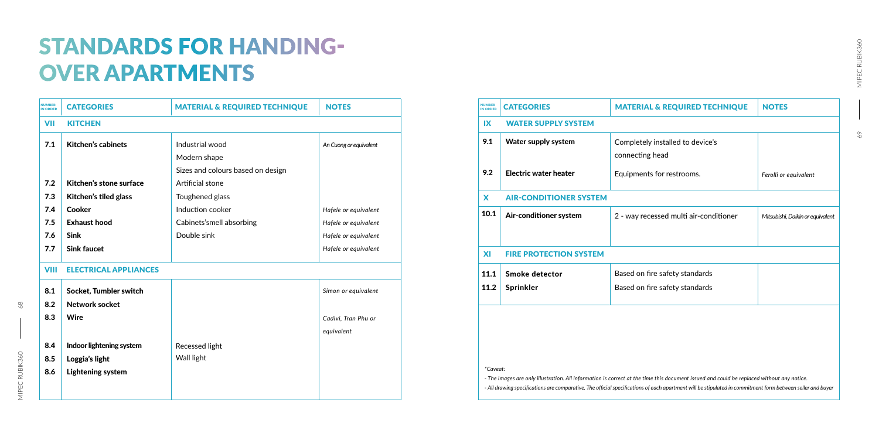# STANDARDS FOR HANDING-OVER APARTMENTS

| NUMBER IN ORDER | CATEGORIES | MATERIAL & REQUIRED TECHNIQUE | NOTES |
|---|---|---|---|
| **VII** | **KITCHEN** | | |
| **7.1** | **Kitchen's cabinets** | Industrial wood<br>Modern shape<br>Sizes and colours based on design | *An Cuong or equivalent* |
| **7.2** | **Kitchen's stone surface** | Artificial stone | |
| **7.3** | **Kitchen's tiled glass** | Toughened glass | |
| **7.4** | **Cooker** | Induction cooker | *Hafele or equivalent* |
| **7.5** | **Exhaust hood** | Cabinets'smell absorbing | *Hafele or equivalent* |
| **7.6** | **Sink** | Double sink | *Hafele or equivalent* |
| **7.7** | **Sink faucet** | | *Hafele or equivalent* |
| **VIII** | **ELECTRICAL APPLIANCES** | | |
| **8.1** | **Socket, Tumbler switch** | | *Simon or equivalent* |
| **8.2** | **Network socket** | | |
| **8.3** | **Wire** | | *Cadivi, Tran Phu or equivalent* |
| **8.4** | **Indoor lightening system** | Recessed light | |
| **8.5** | **Loggia's light** | Wall light | |
| **8.6** | **Lightening system** | | |

| NUMBER IN ORDER | CATEGORIES | MATERIAL & REQUIRED TECHNIQUE | NOTES |
|---|---|---|---|
| **IX** | **WATER SUPPLY SYSTEM** | | |
| **9.1** | **Water supply system** | Completely installed to device's connecting head | |
| **9.2** | **Electric water heater** | Equipments for restrooms. | *Ferolli or equivalent* |
| **X** | **AIR-CONDITIONER SYSTEM** | | |
| **10.1** | **Air-conditioner system** | 2 - way recessed multi air-conditioner | *Mitsubishi, Daikin or equivalent* |
| **XI** | **FIRE PROTECTION SYSTEM** | | |
| **11.1** | **Smoke detector** | Based on fire safety standards | |
| **11.2** | **Sprinkler** | Based on fire safety standards | |

*\*Caveat:*

*- The images are only illustration. All information is correct at the time this document issued and could be replaced without any notice.*

*- All drawing specifications are comparative. The official specifications of each apartment will be stipulated in commitment form between seller and buyer*